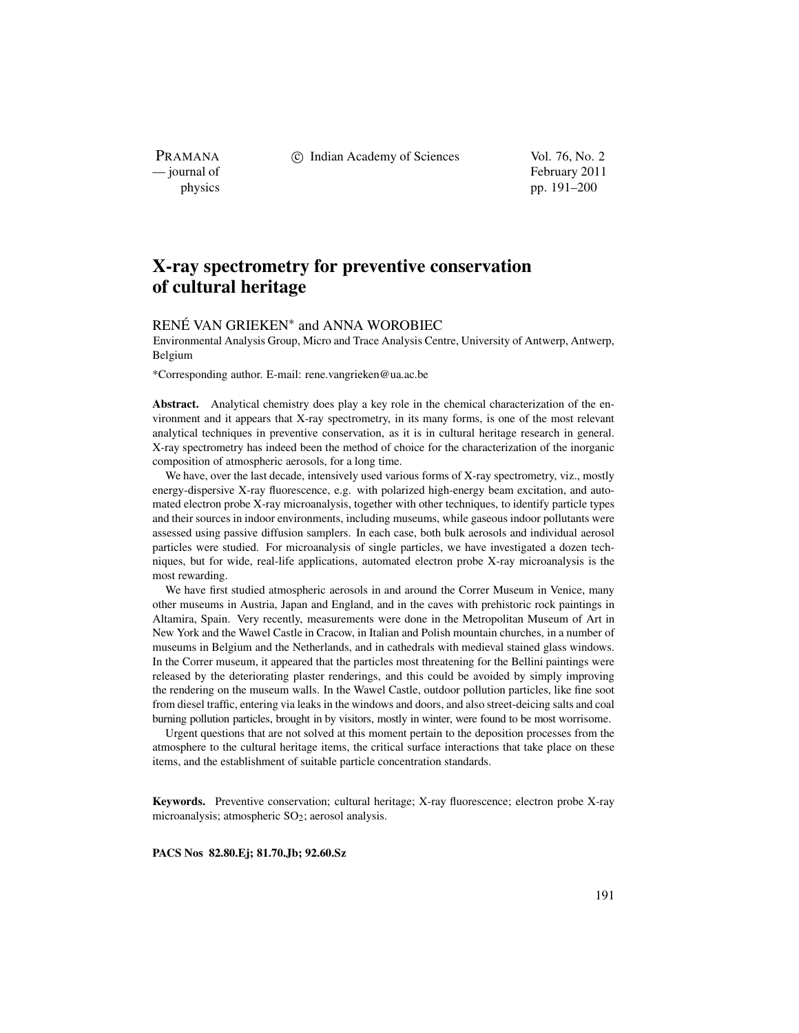# X-ray spectrometry for preventive conservation of cultural heritage

RENÉ VAN GRIEKEN* and ANNA WOROBIEC

Environmental Analysis Group, Micro and Trace Analysis Centre, University of Antwerp, Antwerp, Belgium

*Corresponding author. E-mail: rene.vangrieken@ua.ac.be

**Abstract.** Analytical chemistry does play a key role in the chemical characterization of the environment and it appears that X-ray spectrometry, in its many forms, is one of the most relevant analytical techniques in preventive conservation, as it is in cultural heritage research in general. X-ray spectrometry has indeed been the method of choice for the characterization of the inorganic composition of atmospheric aerosols, for a long time.

We have, over the last decade, intensively used various forms of X-ray spectrometry, viz., mostly energy-dispersive X-ray fluorescence, e.g. with polarized high-energy beam excitation, and automated electron probe X-ray microanalysis, together with other techniques, to identify particle types and their sources in indoor environments, including museums, while gaseous indoor pollutants were assessed using passive diffusion samplers. In each case, both bulk aerosols and individual aerosol particles were studied. For microanalysis of single particles, we have investigated a dozen techniques, but for wide, real-life applications, automated electron probe X-ray microanalysis is the most rewarding.

We have first studied atmospheric aerosols in and around the Correr Museum in Venice, many other museums in Austria, Japan and England, and in the caves with prehistoric rock paintings in Altamira, Spain. Very recently, measurements were done in the Metropolitan Museum of Art in New York and the Wawel Castle in Cracow, in Italian and Polish mountain churches, in a number of museums in Belgium and the Netherlands, and in cathedrals with medieval stained glass windows. In the Correr museum, it appeared that the particles most threatening for the Bellini paintings were released by the deteriorating plaster renderings, and this could be avoided by simply improving the rendering on the museum walls. In the Wawel Castle, outdoor pollution particles, like fine soot from diesel traffic, entering via leaks in the windows and doors, and also street-deicing salts and coal burning pollution particles, brought in by visitors, mostly in winter, were found to be most worrisome.

Urgent questions that are not solved at this moment pertain to the deposition processes from the atmosphere to the cultural heritage items, the critical surface interactions that take place on these items, and the establishment of suitable particle concentration standards.

**Keywords.** Preventive conservation; cultural heritage; X-ray fluorescence; electron probe X-ray microanalysis; atmospheric $SO_2$; aerosol analysis.

**PACS Nos 82.80.Ej; 81.70.Jb; 92.60.Sz**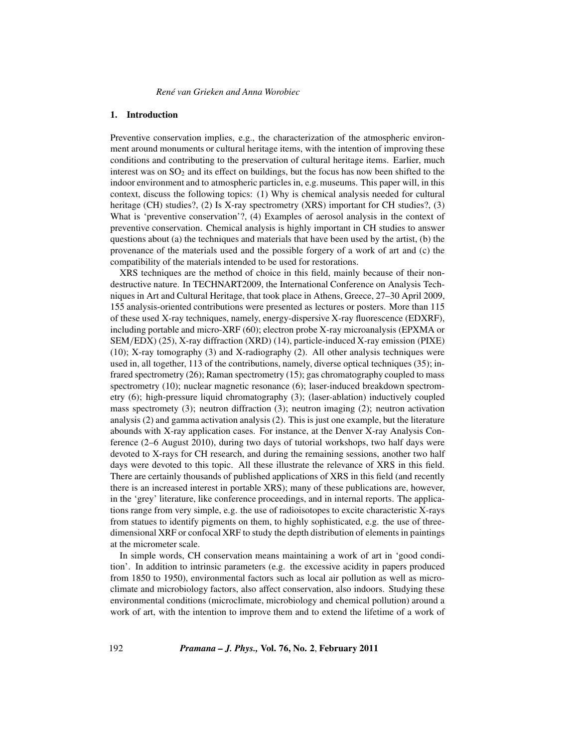## 1. Introduction

Preventive conservation implies, e.g., the characterization of the atmospheric environment around monuments or cultural heritage items, with the intention of improving these conditions and contributing to the preservation of cultural heritage items. Earlier, much interest was on $SO_2$ and its effect on buildings, but the focus has now been shifted to the indoor environment and to atmospheric particles in, e.g. museums. This paper will, in this context, discuss the following topics: (1) Why is chemical analysis needed for cultural heritage (CH) studies?, (2) Is X-ray spectrometry (XRS) important for CH studies?, (3) What is 'preventive conservation'?, (4) Examples of aerosol analysis in the context of preventive conservation. Chemical analysis is highly important in CH studies to answer questions about (a) the techniques and materials that have been used by the artist, (b) the provenance of the materials used and the possible forgery of a work of art and (c) the compatibility of the materials intended to be used for restorations.

XRS techniques are the method of choice in this field, mainly because of their non-destructive nature. In TECHNART2009, the International Conference on Analysis Techniques in Art and Cultural Heritage, that took place in Athens, Greece, 27–30 April 2009, 155 analysis-oriented contributions were presented as lectures or posters. More than 115 of these used X-ray techniques, namely, energy-dispersive X-ray fluorescence (EDXRF), including portable and micro-XRF (60); electron probe X-ray microanalysis (EPXMA or SEM/EDX) (25), X-ray diffraction (XRD) (14), particle-induced X-ray emission (PIXE) (10); X-ray tomography (3) and X-radiography (2). All other analysis techniques were used in, all together, 113 of the contributions, namely, diverse optical techniques (35); infrared spectrometry (26); Raman spectrometry (15); gas chromatography coupled to mass spectrometry (10); nuclear magnetic resonance (6); laser-induced breakdown spectrometry (6); high-pressure liquid chromatography (3); (laser-ablation) inductively coupled mass spectromety (3); neutron diffraction (3); neutron imaging (2); neutron activation analysis (2) and gamma activation analysis (2). This is just one example, but the literature abounds with X-ray application cases. For instance, at the Denver X-ray Analysis Conference (2–6 August 2010), during two days of tutorial workshops, two half days were devoted to X-rays for CH research, and during the remaining sessions, another two half days were devoted to this topic. All these illustrate the relevance of XRS in this field. There are certainly thousands of published applications of XRS in this field (and recently there is an increased interest in portable XRS); many of these publications are, however, in the 'grey' literature, like conference proceedings, and in internal reports. The applications range from very simple, e.g. the use of radioisotopes to excite characteristic X-rays from statues to identify pigments on them, to highly sophisticated, e.g. the use of three-dimensional XRF or confocal XRF to study the depth distribution of elements in paintings at the micrometer scale.

In simple words, CH conservation means maintaining a work of art in 'good condition'. In addition to intrinsic parameters (e.g. the excessive acidity in papers produced from 1850 to 1950), environmental factors such as local air pollution as well as microclimate and microbiology factors, also affect conservation, also indoors. Studying these environmental conditions (microclimate, microbiology and chemical pollution) around a work of art, with the intention to improve them and to extend the lifetime of a work of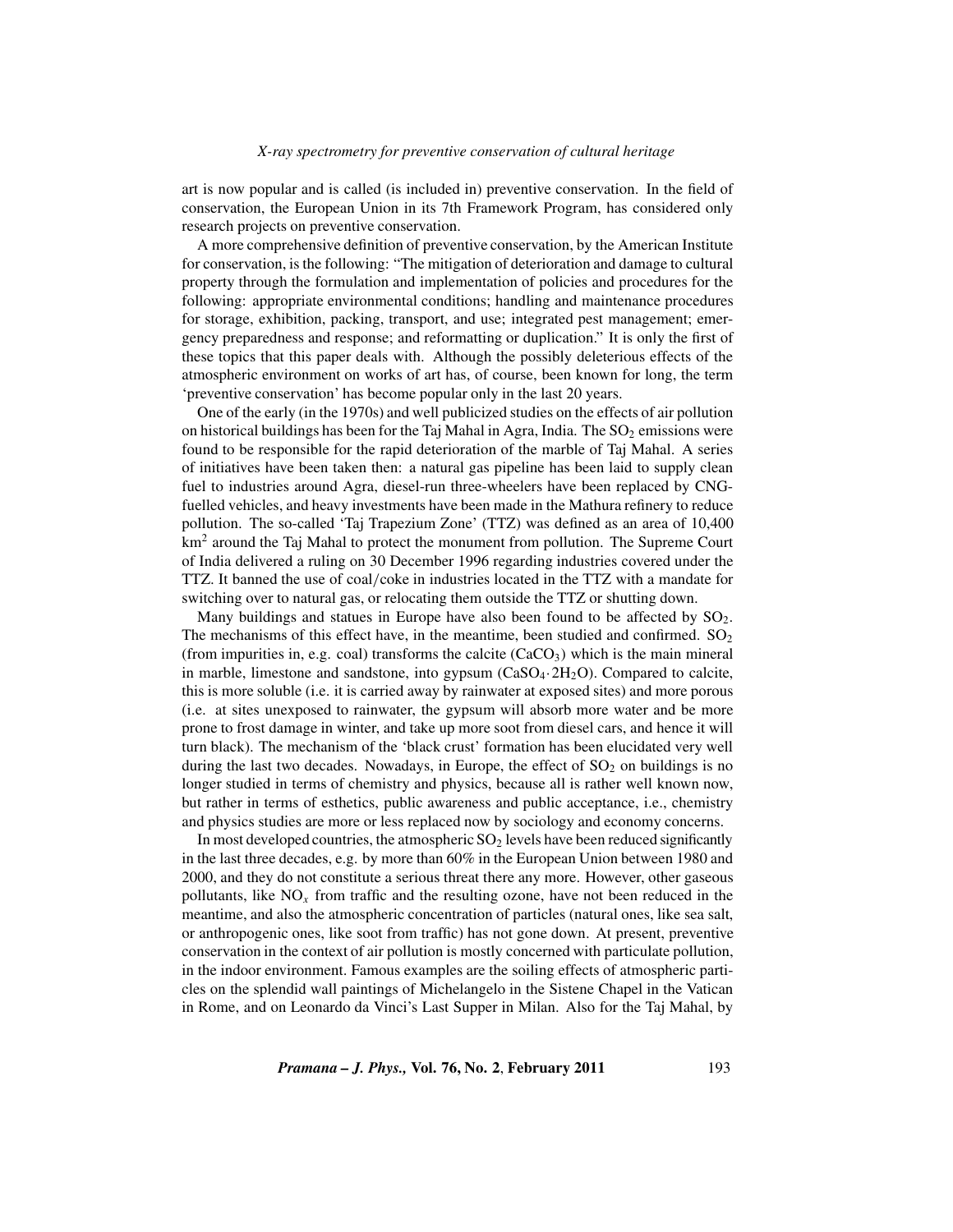art is now popular and is called (is included in) preventive conservation. In the field of conservation, the European Union in its 7th Framework Program, has considered only research projects on preventive conservation.

A more comprehensive definition of preventive conservation, by the American Institute for conservation, is the following: "The mitigation of deterioration and damage to cultural property through the formulation and implementation of policies and procedures for the following: appropriate environmental conditions; handling and maintenance procedures for storage, exhibition, packing, transport, and use; integrated pest management; emergency preparedness and response; and reformatting or duplication." It is only the first of these topics that this paper deals with. Although the possibly deleterious effects of the atmospheric environment on works of art has, of course, been known for long, the term 'preventive conservation' has become popular only in the last 20 years.

One of the early (in the 1970s) and well publicized studies on the effects of air pollution on historical buildings has been for the Taj Mahal in Agra, India. The $SO_2$ emissions were found to be responsible for the rapid deterioration of the marble of Taj Mahal. A series of initiatives have been taken then: a natural gas pipeline has been laid to supply clean fuel to industries around Agra, diesel-run three-wheelers have been replaced by CNG-fuelled vehicles, and heavy investments have been made in the Mathura refinery to reduce pollution. The so-called 'Taj Trapezium Zone' (TTZ) was defined as an area of 10,400 $km^2$ around the Taj Mahal to protect the monument from pollution. The Supreme Court of India delivered a ruling on 30 December 1996 regarding industries covered under the TTZ. It banned the use of coal/coke in industries located in the TTZ with a mandate for switching over to natural gas, or relocating them outside the TTZ or shutting down.

Many buildings and statues in Europe have also been found to be affected by $SO_2$. The mechanisms of this effect have, in the meantime, been studied and confirmed. $SO_2$ (from impurities in, e.g. coal) transforms the calcite ($CaCO_3$) which is the main mineral in marble, limestone and sandstone, into gypsum ($CaSO_4 \cdot 2H_2O$). Compared to calcite, this is more soluble (i.e. it is carried away by rainwater at exposed sites) and more porous (i.e. at sites unexposed to rainwater, the gypsum will absorb more water and be more prone to frost damage in winter, and take up more soot from diesel cars, and hence it will turn black). The mechanism of the 'black crust' formation has been elucidated very well during the last two decades. Nowadays, in Europe, the effect of $SO_2$ on buildings is no longer studied in terms of chemistry and physics, because all is rather well known now, but rather in terms of esthetics, public awareness and public acceptance, i.e., chemistry and physics studies are more or less replaced now by sociology and economy concerns.

In most developed countries, the atmospheric $SO_2$ levels have been reduced significantly in the last three decades, e.g. by more than 60% in the European Union between 1980 and 2000, and they do not constitute a serious threat there any more. However, other gaseous pollutants, like $NO_x$ from traffic and the resulting ozone, have not been reduced in the meantime, and also the atmospheric concentration of particles (natural ones, like sea salt, or anthropogenic ones, like soot from traffic) has not gone down. At present, preventive conservation in the context of air pollution is mostly concerned with particulate pollution, in the indoor environment. Famous examples are the soiling effects of atmospheric particles on the splendid wall paintings of Michelangelo in the Sistene Chapel in the Vatican in Rome, and on Leonardo da Vinci's Last Supper in Milan. Also for the Taj Mahal, by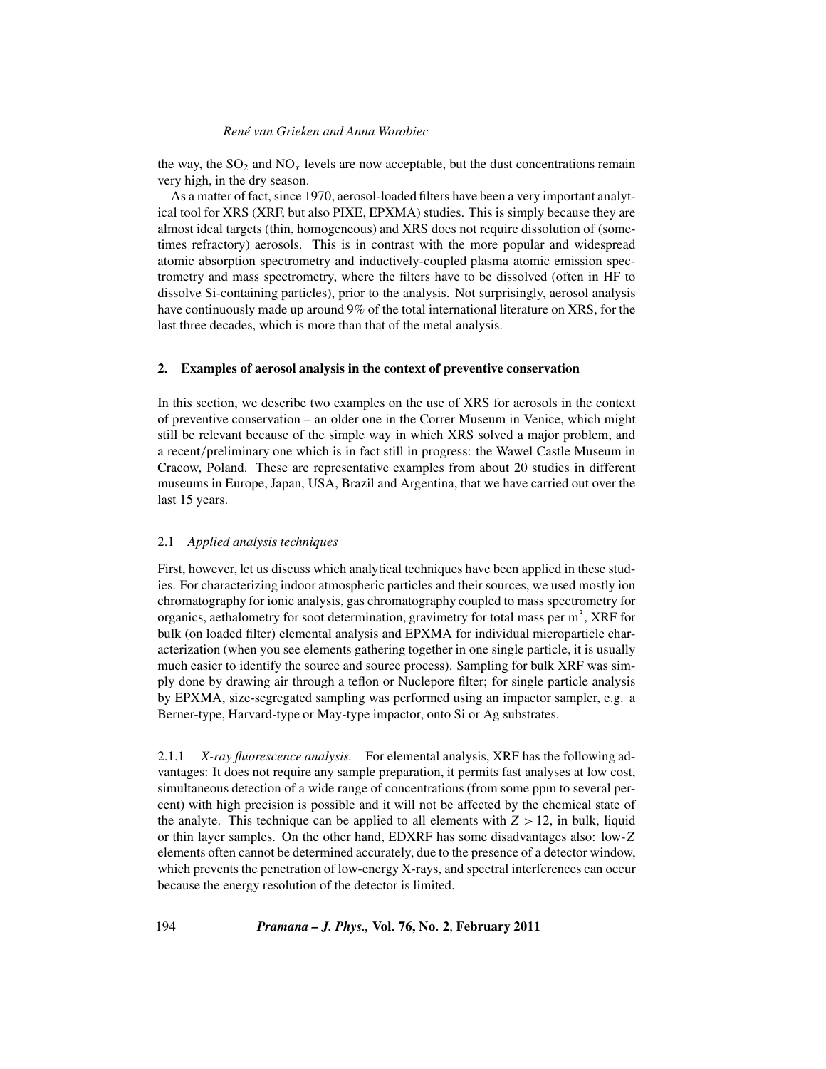the way, the $SO_2$ and $NO_x$ levels are now acceptable, but the dust concentrations remain very high, in the dry season.

As a matter of fact, since 1970, aerosol-loaded filters have been a very important analytical tool for XRS (XRF, but also PIXE, EPXMA) studies. This is simply because they are almost ideal targets (thin, homogeneous) and XRS does not require dissolution of (sometimes refractory) aerosols. This is in contrast with the more popular and widespread atomic absorption spectrometry and inductively-coupled plasma atomic emission spectrometry and mass spectrometry, where the filters have to be dissolved (often in HF to dissolve Si-containing particles), prior to the analysis. Not surprisingly, aerosol analysis have continuously made up around 9% of the total international literature on XRS, for the last three decades, which is more than that of the metal analysis.

## 2. Examples of aerosol analysis in the context of preventive conservation

In this section, we describe two examples on the use of XRS for aerosols in the context of preventive conservation – an older one in the Correr Museum in Venice, which might still be relevant because of the simple way in which XRS solved a major problem, and a recent/preliminary one which is in fact still in progress: the Wawel Castle Museum in Cracow, Poland. These are representative examples from about 20 studies in different museums in Europe, Japan, USA, Brazil and Argentina, that we have carried out over the last 15 years.

### 2.1 *Applied analysis techniques*

First, however, let us discuss which analytical techniques have been applied in these studies. For characterizing indoor atmospheric particles and their sources, we used mostly ion chromatography for ionic analysis, gas chromatography coupled to mass spectrometry for organics, aethalometry for soot determination, gravimetry for total mass per $m^3$, XRF for bulk (on loaded filter) elemental analysis and EPXMA for individual microparticle characterization (when you see elements gathering together in one single particle, it is usually much easier to identify the source and source process). Sampling for bulk XRF was simply done by drawing air through a teflon or Nuclepore filter; for single particle analysis by EPXMA, size-segregated sampling was performed using an impactor sampler, e.g. a Berner-type, Harvard-type or May-type impactor, onto Si or Ag substrates.

2.1.1 *X-ray fluorescence analysis.* For elemental analysis, XRF has the following advantages: It does not require any sample preparation, it permits fast analyses at low cost, simultaneous detection of a wide range of concentrations (from some ppm to several percent) with high precision is possible and it will not be affected by the chemical state of the analyte. This technique can be applied to all elements with $Z > 12$, in bulk, liquid or thin layer samples. On the other hand, EDXRF has some disadvantages also: low-$Z$ elements often cannot be determined accurately, due to the presence of a detector window, which prevents the penetration of low-energy X-rays, and spectral interferences can occur because the energy resolution of the detector is limited.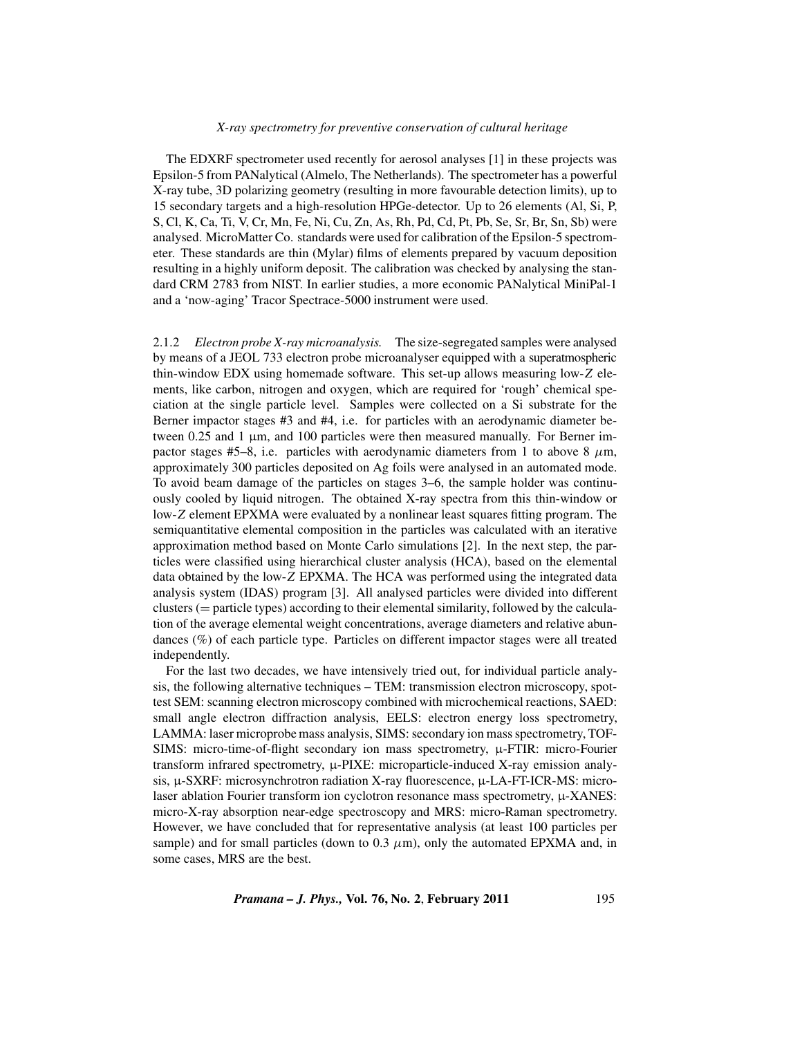The EDXRF spectrometer used recently for aerosol analyses [1] in these projects was Epsilon-5 from PANalytical (Almelo, The Netherlands). The spectrometer has a powerful X-ray tube, 3D polarizing geometry (resulting in more favourable detection limits), up to 15 secondary targets and a high-resolution HPGe-detector. Up to 26 elements (Al, Si, P, S, Cl, K, Ca, Ti, V, Cr, Mn, Fe, Ni, Cu, Zn, As, Rh, Pd, Cd, Pt, Pb, Se, Sr, Br, Sn, Sb) were analysed. MicroMatter Co. standards were used for calibration of the Epsilon-5 spectrometer. These standards are thin (Mylar) films of elements prepared by vacuum deposition resulting in a highly uniform deposit. The calibration was checked by analysing the standard CRM 2783 from NIST. In earlier studies, a more economic PANalytical MiniPal-1 and a 'now-aging' Tracor Spectrace-5000 instrument were used.

2.1.2 *Electron probe X-ray microanalysis.* The size-segregated samples were analysed by means of a JEOL 733 electron probe microanalyser equipped with a superatmospheric thin-window EDX using homemade software. This set-up allows measuring low-$Z$ elements, like carbon, nitrogen and oxygen, which are required for 'rough' chemical speciation at the single particle level. Samples were collected on a Si substrate for the Berner impactor stages #3 and #4, i.e. for particles with an aerodynamic diameter between 0.25 and 1 μm, and 100 particles were then measured manually. For Berner impactor stages #5–8, i.e. particles with aerodynamic diameters from 1 to above 8 $\mu$m, approximately 300 particles deposited on Ag foils were analysed in an automated mode. To avoid beam damage of the particles on stages 3–6, the sample holder was continuously cooled by liquid nitrogen. The obtained X-ray spectra from this thin-window or low-$Z$ element EPXMA were evaluated by a nonlinear least squares fitting program. The semiquantitative elemental composition in the particles was calculated with an iterative approximation method based on Monte Carlo simulations [2]. In the next step, the particles were classified using hierarchical cluster analysis (HCA), based on the elemental data obtained by the low-$Z$ EPXMA. The HCA was performed using the integrated data analysis system (IDAS) program [3]. All analysed particles were divided into different clusters (= particle types) according to their elemental similarity, followed by the calculation of the average elemental weight concentrations, average diameters and relative abundances (%) of each particle type. Particles on different impactor stages were all treated independently.

For the last two decades, we have intensively tried out, for individual particle analysis, the following alternative techniques – TEM: transmission electron microscopy, spot-test SEM: scanning electron microscopy combined with microchemical reactions, SAED: small angle electron diffraction analysis, EELS: electron energy loss spectrometry, LAMMA: laser microprobe mass analysis, SIMS: secondary ion mass spectrometry, TOF-SIMS: micro-time-of-flight secondary ion mass spectrometry, μ-FTIR: micro-Fourier transform infrared spectrometry, μ-PIXE: microparticle-induced X-ray emission analysis, μ-SXRF: microsynchrotron radiation X-ray fluorescence, μ-LA-FT-ICR-MS: micro-laser ablation Fourier transform ion cyclotron resonance mass spectrometry, μ-XANES: micro-X-ray absorption near-edge spectroscopy and MRS: micro-Raman spectrometry. However, we have concluded that for representative analysis (at least 100 particles per sample) and for small particles (down to 0.3 $\mu$m), only the automated EPXMA and, in some cases, MRS are the best.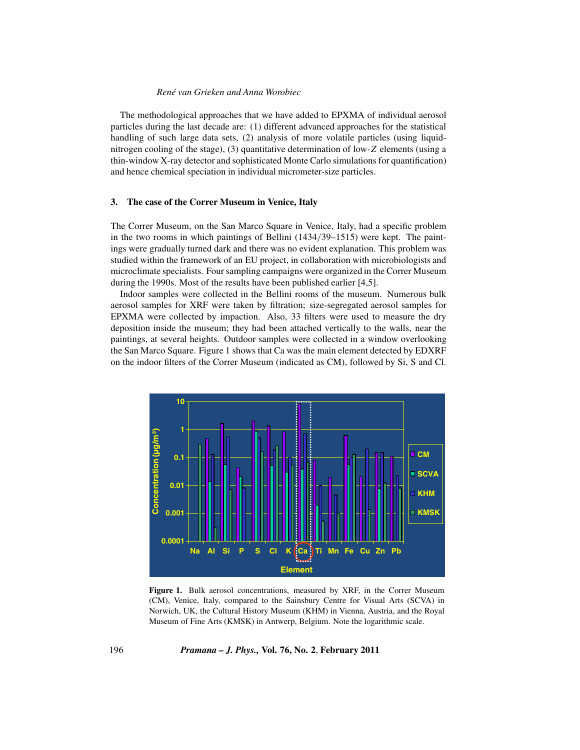The methodological approaches that we have added to EPXMA of individual aerosol particles during the last decade are: (1) different advanced approaches for the statistical handling of such large data sets, (2) analysis of more volatile particles (using liquid-nitrogen cooling of the stage), (3) quantitative determination of low-$Z$ elements (using a thin-window X-ray detector and sophisticated Monte Carlo simulations for quantification) and hence chemical speciation in individual micrometer-size particles.

## 3. The case of the Correr Museum in Venice, Italy

The Correr Museum, on the San Marco Square in Venice, Italy, had a specific problem in the two rooms in which paintings of Bellini (1434/39–1515) were kept. The paintings were gradually turned dark and there was no evident explanation. This problem was studied within the framework of an EU project, in collaboration with microbiologists and microclimate specialists. Four sampling campaigns were organized in the Correr Museum during the 1990s. Most of the results have been published earlier [4,5].

Indoor samples were collected in the Bellini rooms of the museum. Numerous bulk aerosol samples for XRF were taken by filtration; size-segregated aerosol samples for EPXMA were collected by impaction. Also, 33 filters were used to measure the dry deposition inside the museum; they had been attached vertically to the walls, near the paintings, at several heights. Outdoor samples were collected in a window overlooking the San Marco Square. Figure 1 shows that Ca was the main element detected by EDXRF on the indoor filters of the Correr Museum (indicated as CM), followed by Si, S and Cl.

**Figure 1.** Bulk aerosol concentrations, measured by XRF, in the Correr Museum (CM), Venice, Italy, compared to the Sainsbury Centre for Visual Arts (SCVA) in Norwich, UK, the Cultural History Museum (KHM) in Vienna, Austria, and the Royal Museum of Fine Arts (KMSK) in Antwerp, Belgium. Note the logarithmic scale.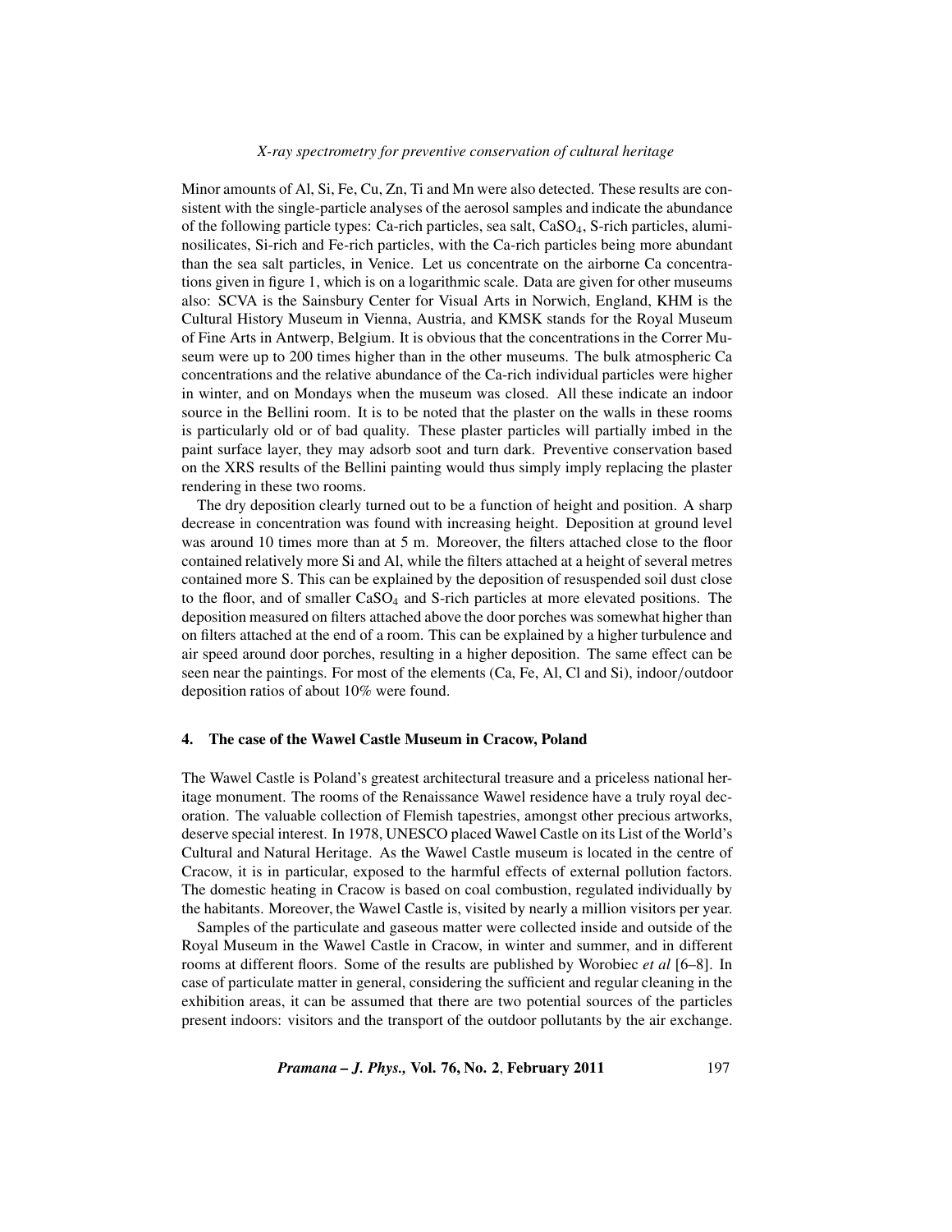Minor amounts of Al, Si, Fe, Cu, Zn, Ti and Mn were also detected. These results are consistent with the single-particle analyses of the aerosol samples and indicate the abundance of the following particle types: Ca-rich particles, sea salt, $CaSO_4$, S-rich particles, aluminosilicates, Si-rich and Fe-rich particles, with the Ca-rich particles being more abundant than the sea salt particles, in Venice. Let us concentrate on the airborne Ca concentrations given in figure 1, which is on a logarithmic scale. Data are given for other museums also: SCVA is the Sainsbury Center for Visual Arts in Norwich, England, KHM is the Cultural History Museum in Vienna, Austria, and KMSK stands for the Royal Museum of Fine Arts in Antwerp, Belgium. It is obvious that the concentrations in the Correr Museum were up to 200 times higher than in the other museums. The bulk atmospheric Ca concentrations and the relative abundance of the Ca-rich individual particles were higher in winter, and on Mondays when the museum was closed. All these indicate an indoor source in the Bellini room. It is to be noted that the plaster on the walls in these rooms is particularly old or of bad quality. These plaster particles will partially imbed in the paint surface layer, they may adsorb soot and turn dark. Preventive conservation based on the XRS results of the Bellini painting would thus simply imply replacing the plaster rendering in these two rooms.

The dry deposition clearly turned out to be a function of height and position. A sharp decrease in concentration was found with increasing height. Deposition at ground level was around 10 times more than at 5 m. Moreover, the filters attached close to the floor contained relatively more Si and Al, while the filters attached at a height of several metres contained more S. This can be explained by the deposition of resuspended soil dust close to the floor, and of smaller $CaSO_4$ and S-rich particles at more elevated positions. The deposition measured on filters attached above the door porches was somewhat higher than on filters attached at the end of a room. This can be explained by a higher turbulence and air speed around door porches, resulting in a higher deposition. The same effect can be seen near the paintings. For most of the elements (Ca, Fe, Al, Cl and Si), indoor/outdoor deposition ratios of about 10% were found.

## 4. The case of the Wawel Castle Museum in Cracow, Poland

The Wawel Castle is Poland's greatest architectural treasure and a priceless national heritage monument. The rooms of the Renaissance Wawel residence have a truly royal decoration. The valuable collection of Flemish tapestries, amongst other precious artworks, deserve special interest. In 1978, UNESCO placed Wawel Castle on its List of the World's Cultural and Natural Heritage. As the Wawel Castle museum is located in the centre of Cracow, it is in particular, exposed to the harmful effects of external pollution factors. The domestic heating in Cracow is based on coal combustion, regulated individually by the habitants. Moreover, the Wawel Castle is, visited by nearly a million visitors per year.

Samples of the particulate and gaseous matter were collected inside and outside of the Royal Museum in the Wawel Castle in Cracow, in winter and summer, and in different rooms at different floors. Some of the results are published by Worobiec *et al* [6–8]. In case of particulate matter in general, considering the sufficient and regular cleaning in the exhibition areas, it can be assumed that there are two potential sources of the particles present indoors: visitors and the transport of the outdoor pollutants by the air exchange.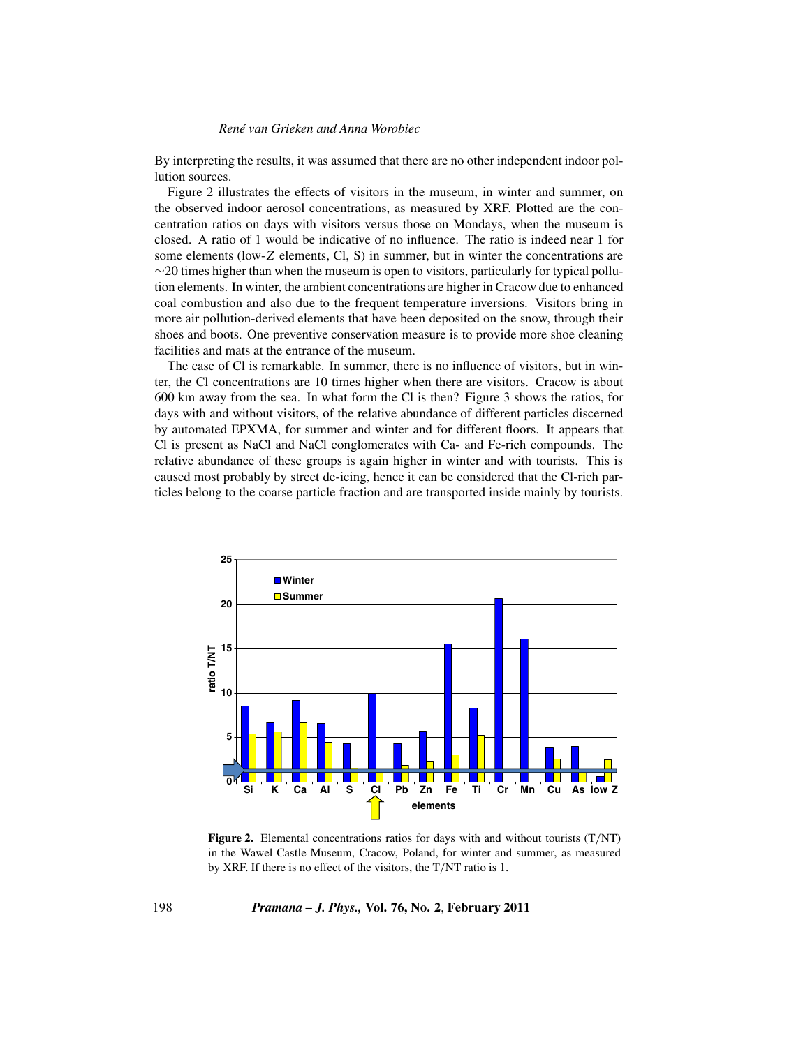By interpreting the results, it was assumed that there are no other independent indoor pollution sources.

Figure 2 illustrates the effects of visitors in the museum, in winter and summer, on the observed indoor aerosol concentrations, as measured by XRF. Plotted are the concentration ratios on days with visitors versus those on Mondays, when the museum is closed. A ratio of 1 would be indicative of no influence. The ratio is indeed near 1 for some elements (low-$Z$ elements, Cl, S) in summer, but in winter the concentrations are $\sim$20 times higher than when the museum is open to visitors, particularly for typical pollution elements. In winter, the ambient concentrations are higher in Cracow due to enhanced coal combustion and also due to the frequent temperature inversions. Visitors bring in more air pollution-derived elements that have been deposited on the snow, through their shoes and boots. One preventive conservation measure is to provide more shoe cleaning facilities and mats at the entrance of the museum.

The case of Cl is remarkable. In summer, there is no influence of visitors, but in winter, the Cl concentrations are 10 times higher when there are visitors. Cracow is about 600 km away from the sea. In what form the Cl is then? Figure 3 shows the ratios, for days with and without visitors, of the relative abundance of different particles discerned by automated EPXMA, for summer and winter and for different floors. It appears that Cl is present as NaCl and NaCl conglomerates with Ca- and Fe-rich compounds. The relative abundance of these groups is again higher in winter and with tourists. This is caused most probably by street de-icing, hence it can be considered that the Cl-rich particles belong to the coarse particle fraction and are transported inside mainly by tourists.

**Figure 2.** Elemental concentrations ratios for days with and without tourists (T/NT) in the Wawel Castle Museum, Cracow, Poland, for winter and summer, as measured by XRF. If there is no effect of the visitors, the T/NT ratio is 1.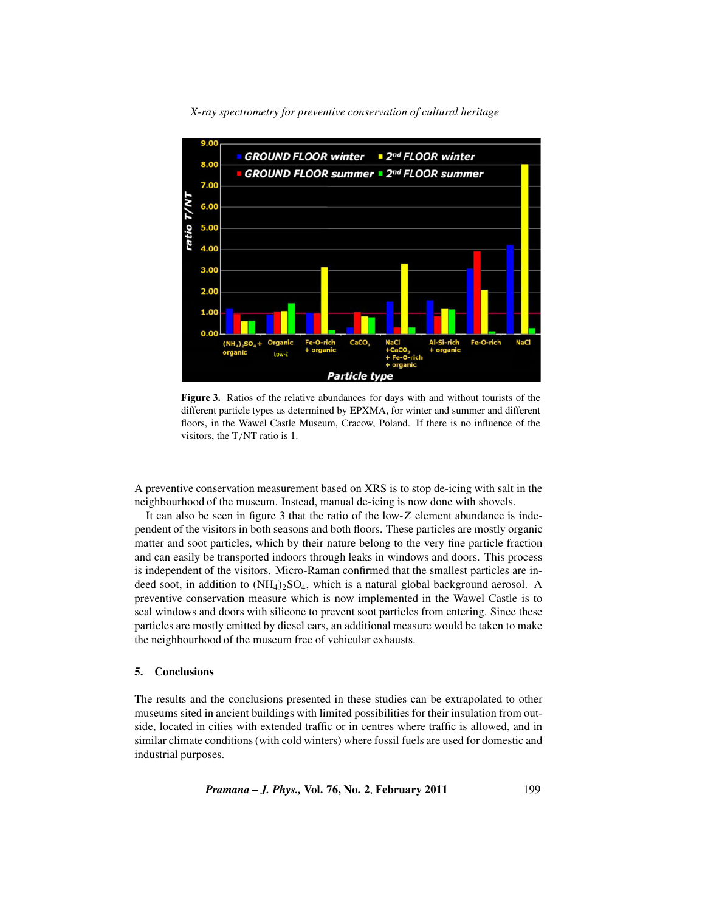**Figure 3.** Ratios of the relative abundances for days with and without tourists of the different particle types as determined by EPXMA, for winter and summer and different floors, in the Wawel Castle Museum, Cracow, Poland. If there is no influence of the visitors, the T/NT ratio is 1.

A preventive conservation measurement based on XRS is to stop de-icing with salt in the neighbourhood of the museum. Instead, manual de-icing is now done with shovels.

It can also be seen in figure 3 that the ratio of the low-$Z$ element abundance is independent of the visitors in both seasons and both floors. These particles are mostly organic matter and soot particles, which by their nature belong to the very fine particle fraction and can easily be transported indoors through leaks in windows and doors. This process is independent of the visitors. Micro-Raman confirmed that the smallest particles are indeed soot, in addition to $(NH_4)_2SO_4$, which is a natural global background aerosol. A preventive conservation measure which is now implemented in the Wawel Castle is to seal windows and doors with silicone to prevent soot particles from entering. Since these particles are mostly emitted by diesel cars, an additional measure would be taken to make the neighbourhood of the museum free of vehicular exhausts.

## 5. Conclusions

The results and the conclusions presented in these studies can be extrapolated to other museums sited in ancient buildings with limited possibilities for their insulation from outside, located in cities with extended traffic or in centres where traffic is allowed, and in similar climate conditions (with cold winters) where fossil fuels are used for domestic and industrial purposes.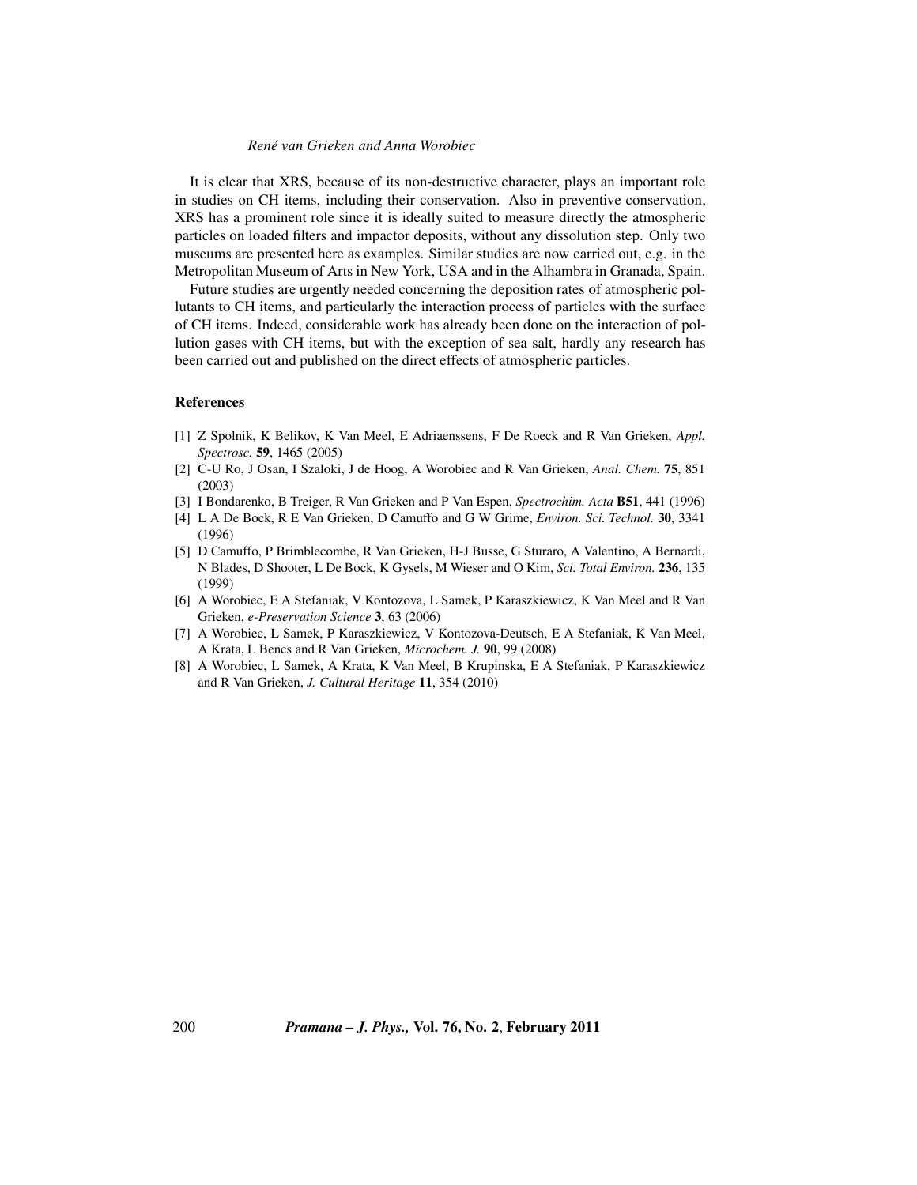It is clear that XRS, because of its non-destructive character, plays an important role in studies on CH items, including their conservation. Also in preventive conservation, XRS has a prominent role since it is ideally suited to measure directly the atmospheric particles on loaded filters and impactor deposits, without any dissolution step. Only two museums are presented here as examples. Similar studies are now carried out, e.g. in the Metropolitan Museum of Arts in New York, USA and in the Alhambra in Granada, Spain.

Future studies are urgently needed concerning the deposition rates of atmospheric pollutants to CH items, and particularly the interaction process of particles with the surface of CH items. Indeed, considerable work has already been done on the interaction of pollution gases with CH items, but with the exception of sea salt, hardly any research has been carried out and published on the direct effects of atmospheric particles.

## References

[1] Z Spolnik, K Belikov, K Van Meel, E Adriaenssens, F De Roeck and R Van Grieken, *Appl. Spectrosc.* **59**, 1465 (2005)

[2] C-U Ro, J Osan, I Szaloki, J de Hoog, A Worobiec and R Van Grieken, *Anal. Chem.* **75**, 851 (2003)

[3] I Bondarenko, B Treiger, R Van Grieken and P Van Espen, *Spectrochim. Acta* **B51**, 441 (1996)

[4] L A De Bock, R E Van Grieken, D Camuffo and G W Grime, *Environ. Sci. Technol.* **30**, 3341 (1996)

[5] D Camuffo, P Brimblecombe, R Van Grieken, H-J Busse, G Sturaro, A Valentino, A Bernardi, N Blades, D Shooter, L De Bock, K Gysels, M Wieser and O Kim, *Sci. Total Environ.* **236**, 135 (1999)

[6] A Worobiec, E A Stefaniak, V Kontozova, L Samek, P Karaszkiewicz, K Van Meel and R Van Grieken, *e-Preservation Science* **3**, 63 (2006)

[7] A Worobiec, L Samek, P Karaszkiewicz, V Kontozova-Deutsch, E A Stefaniak, K Van Meel, A Krata, L Bencs and R Van Grieken, *Microchem. J.* **90**, 99 (2008)

[8] A Worobiec, L Samek, A Krata, K Van Meel, B Krupinska, E A Stefaniak, P Karaszkiewicz and R Van Grieken, *J. Cultural Heritage* **11**, 354 (2010)